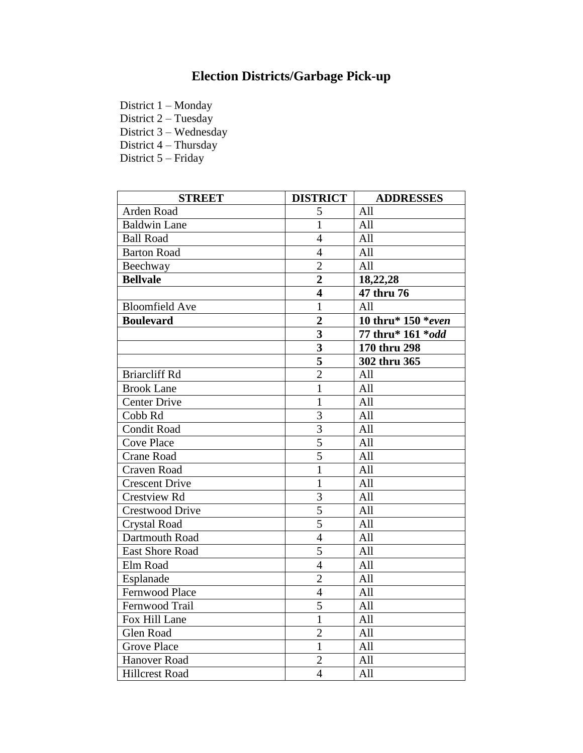# Election Districts/Garbage Pick-up

District 1 – Monday
District 2 – Tuesday
District 3 – Wednesday
District 4 – Thursday
District 5 – Friday

| STREET | DISTRICT | ADDRESSES |
|---|---|---|
| Arden Road | 5 | All |
| Baldwin Lane | 1 | All |
| Ball Road | 4 | All |
| Barton Road | 4 | All |
| Beechway | 2 | All |
| **Bellvale** | **2** | **18,22,28** |
| | **4** | **47 thru 76** |
| Bloomfield Ave | 1 | All |
| **Boulevard** | **2** | **10 thru* 150 *_even_** |
| | **3** | **77 thru* 161 *_odd_** |
| | **3** | **170 thru 298** |
| | **5** | **302 thru 365** |
| Briarcliff Rd | 2 | All |
| Brook Lane | 1 | All |
| Center Drive | 1 | All |
| Cobb Rd | 3 | All |
| Condit Road | 3 | All |
| Cove Place | 5 | All |
| Crane Road | 5 | All |
| Craven Road | 1 | All |
| Crescent Drive | 1 | All |
| Crestview Rd | 3 | All |
| Crestwood Drive | 5 | All |
| Crystal Road | 5 | All |
| Dartmouth Road | 4 | All |
| East Shore Road | 5 | All |
| Elm Road | 4 | All |
| Esplanade | 2 | All |
| Fernwood Place | 4 | All |
| Fernwood Trail | 5 | All |
| Fox Hill Lane | 1 | All |
| Glen Road | 2 | All |
| Grove Place | 1 | All |
| Hanover Road | 2 | All |
| Hillcrest Road | 4 | All |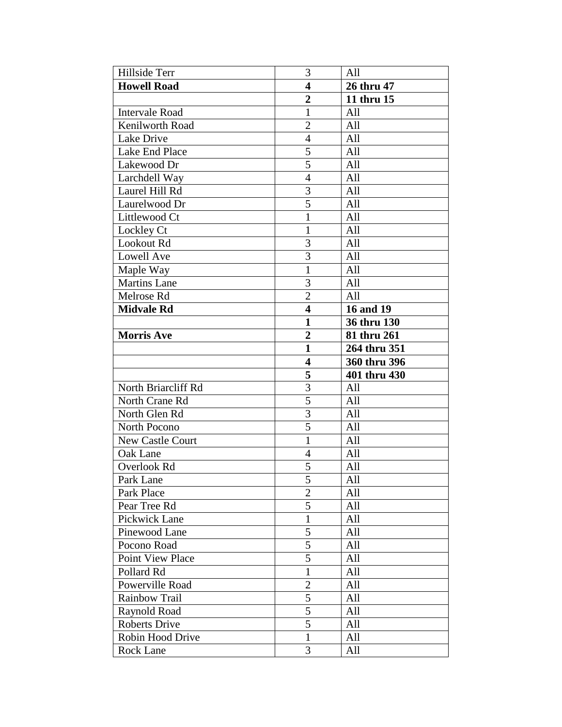| Hillside Terr | 3 | All |
|---|---|---|
| **Howell Road** | **4** | **26 thru 47** |
| | **2** | **11 thru 15** |
| Intervale Road | 1 | All |
| Kenilworth Road | 2 | All |
| Lake Drive | 4 | All |
| Lake End Place | 5 | All |
| Lakewood Dr | 5 | All |
| Larchdell Way | 4 | All |
| Laurel Hill Rd | 3 | All |
| Laurelwood Dr | 5 | All |
| Littlewood Ct | 1 | All |
| Lockley Ct | 1 | All |
| Lookout Rd | 3 | All |
| Lowell Ave | 3 | All |
| Maple Way | 1 | All |
| Martins Lane | 3 | All |
| Melrose Rd | 2 | All |
| **Midvale Rd** | **4** | **16 and 19** |
| | **1** | **36 thru 130** |
| **Morris Ave** | **2** | **81 thru 261** |
| | **1** | **264 thru 351** |
| | **4** | **360 thru 396** |
| | **5** | **401 thru 430** |
| North Briarcliff Rd | 3 | All |
| North Crane Rd | 5 | All |
| North Glen Rd | 3 | All |
| North Pocono | 5 | All |
| New Castle Court | 1 | All |
| Oak Lane | 4 | All |
| Overlook Rd | 5 | All |
| Park Lane | 5 | All |
| Park Place | 2 | All |
| Pear Tree Rd | 5 | All |
| Pickwick Lane | 1 | All |
| Pinewood Lane | 5 | All |
| Pocono Road | 5 | All |
| Point View Place | 5 | All |
| Pollard Rd | 1 | All |
| Powerville Road | 2 | All |
| Rainbow Trail | 5 | All |
| Raynold Road | 5 | All |
| Roberts Drive | 5 | All |
| Robin Hood Drive | 1 | All |
| Rock Lane | 3 | All |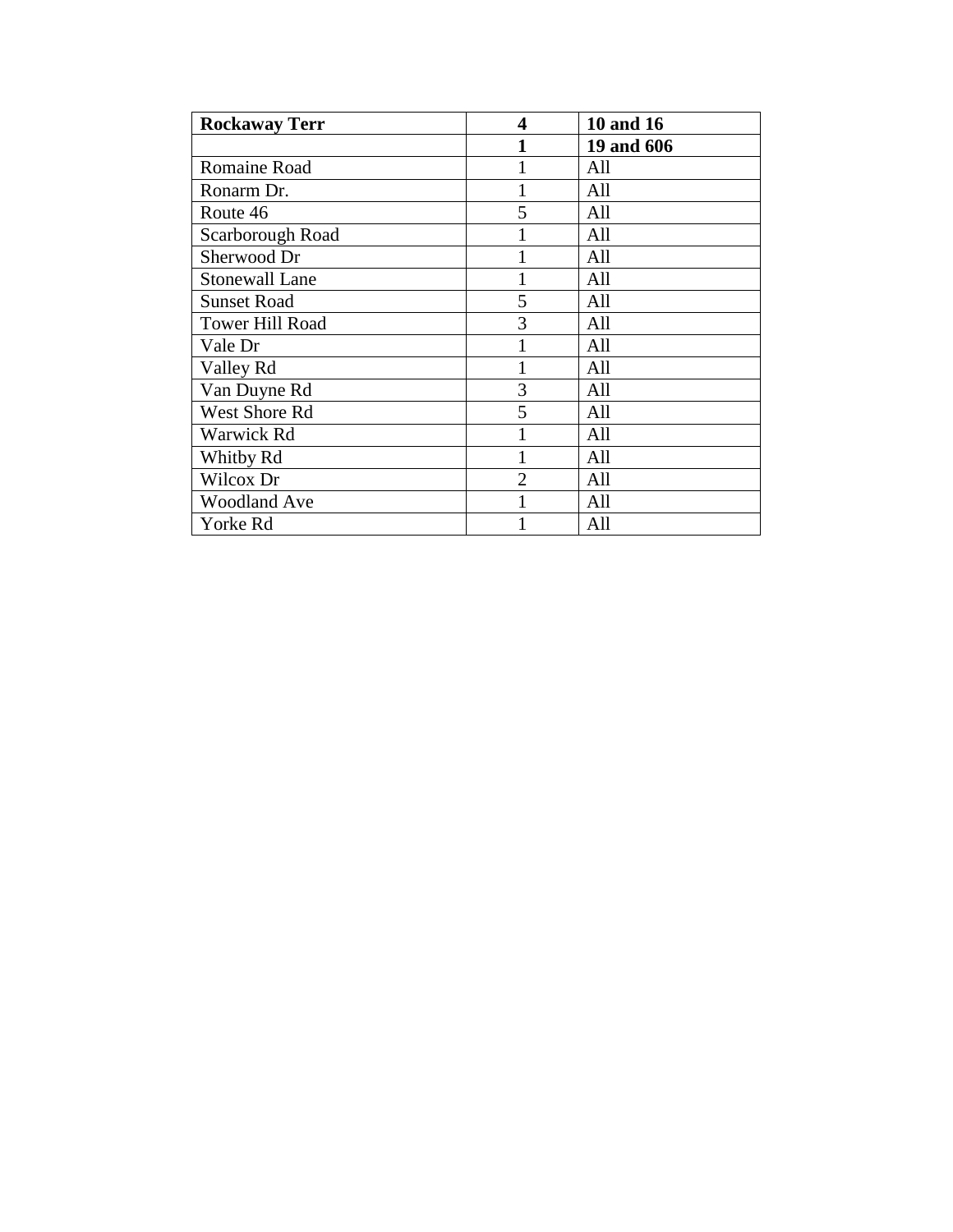| | | |
|---|---|---|
| **Rockaway Terr** | **4** | **10 and 16** |
| | **1** | **19 and 606** |
| Romaine Road | 1 | All |
| Ronarm Dr. | 1 | All |
| Route 46 | 5 | All |
| Scarborough Road | 1 | All |
| Sherwood Dr | 1 | All |
| Stonewall Lane | 1 | All |
| Sunset Road | 5 | All |
| Tower Hill Road | 3 | All |
| Vale Dr | 1 | All |
| Valley Rd | 1 | All |
| Van Duyne Rd | 3 | All |
| West Shore Rd | 5 | All |
| Warwick Rd | 1 | All |
| Whitby Rd | 1 | All |
| Wilcox Dr | 2 | All |
| Woodland Ave | 1 | All |
| Yorke Rd | 1 | All |